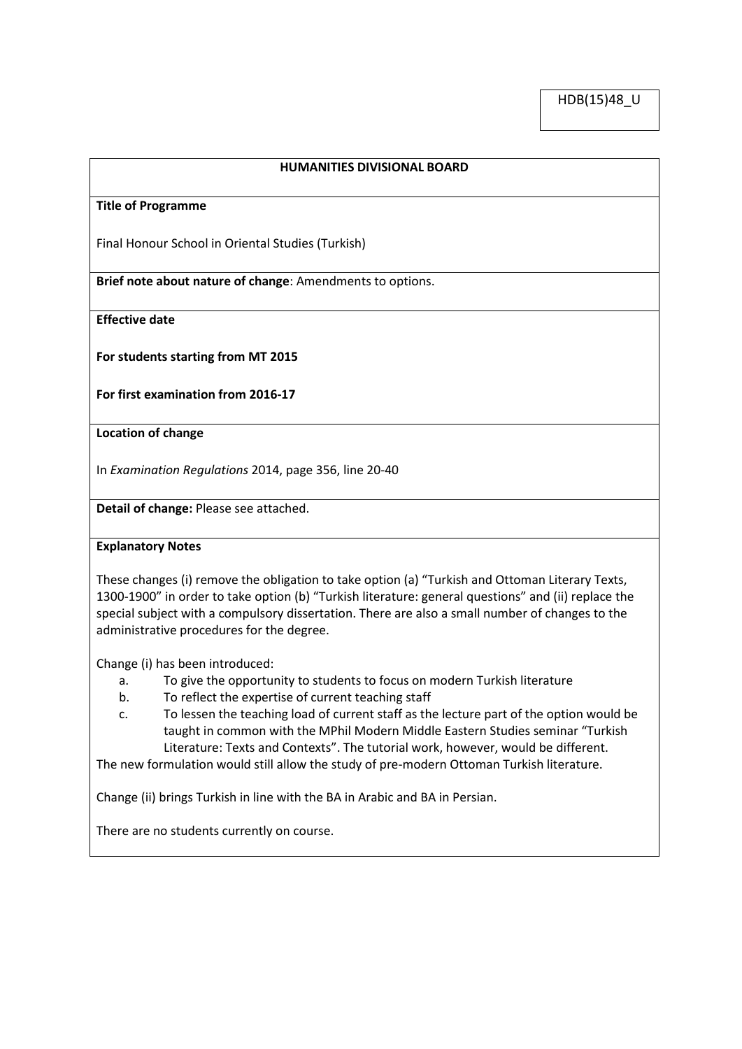HDB(15)48_U

**HUMANITIES DIVISIONAL BOARD**

**Title of Programme**

Final Honour School in Oriental Studies (Turkish)

**Brief note about nature of change**: Amendments to options.

**Effective date**

**For students starting from MT 2015**

**For first examination from 2016-17**

**Location of change**

In *Examination Regulations* 2014, page 356, line 20-40

**Detail of change:** Please see attached.

**Explanatory Notes**

These changes (i) remove the obligation to take option (a) "Turkish and Ottoman Literary Texts, 1300-1900" in order to take option (b) "Turkish literature: general questions" and (ii) replace the special subject with a compulsory dissertation. There are also a small number of changes to the administrative procedures for the degree.

Change (i) has been introduced:

a. To give the opportunity to students to focus on modern Turkish literature
b. To reflect the expertise of current teaching staff
c. To lessen the teaching load of current staff as the lecture part of the option would be taught in common with the MPhil Modern Middle Eastern Studies seminar "Turkish Literature: Texts and Contexts". The tutorial work, however, would be different.

The new formulation would still allow the study of pre-modern Ottoman Turkish literature.

Change (ii) brings Turkish in line with the BA in Arabic and BA in Persian.

There are no students currently on course.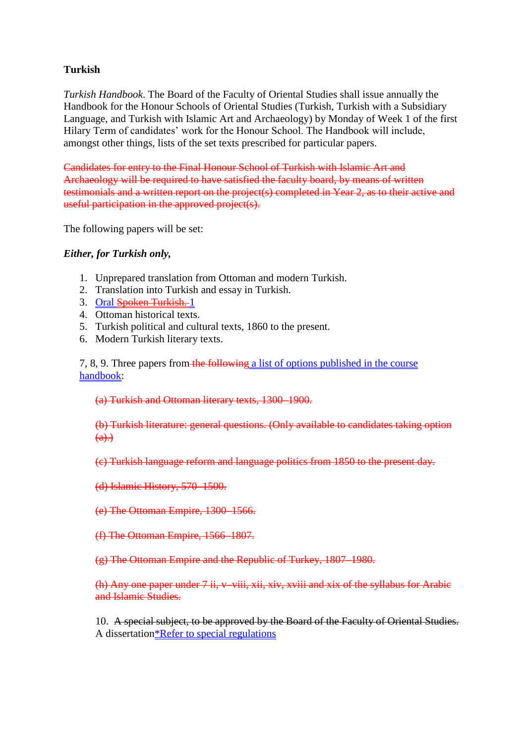**Turkish**

*Turkish Handbook*. The Board of the Faculty of Oriental Studies shall issue annually the Handbook for the Honour Schools of Oriental Studies (Turkish, Turkish with a Subsidiary Language, and Turkish with Islamic Art and Archaeology) by Monday of Week 1 of the first Hilary Term of candidates' work for the Honour School. The Handbook will include, amongst other things, lists of the set texts prescribed for particular papers.

~~Candidates for entry to the Final Honour School of Turkish with Islamic Art and Archaeology will be required to have satisfied the faculty board, by means of written testimonials and a written report on the project(s) completed in Year 2, as to their active and useful participation in the approved project(s).~~

The following papers will be set:

***Either, for Turkish only,***

1. Unprepared translation from Ottoman and modern Turkish.
2. Translation into Turkish and essay in Turkish.
3. Oral ~~Spoken Turkish.~~ 1
4. Ottoman historical texts.
5. Turkish political and cultural texts, 1860 to the present.
6. Modern Turkish literary texts.

7, 8, 9. Three papers from ~~the following~~ a list of options published in the course handbook:

~~(a) Turkish and Ottoman literary texts, 1300–1900.~~

~~(b) Turkish literature: general questions. (Only available to candidates taking option (a).)~~

~~(c) Turkish language reform and language politics from 1850 to the present day.~~

~~(d) Islamic History, 570–1500.~~

~~(e) The Ottoman Empire, 1300–1566.~~

~~(f) The Ottoman Empire, 1566–1807.~~

~~(g) The Ottoman Empire and the Republic of Turkey, 1807–1980.~~

~~(h) Any one paper under 7 ii, v–viii, xii, xiv, xviii and xix of the syllabus for Arabic and Islamic Studies.~~

10. ~~A special subject, to be approved by the Board of the Faculty of Oriental Studies.~~ A dissertation*Refer to special regulations